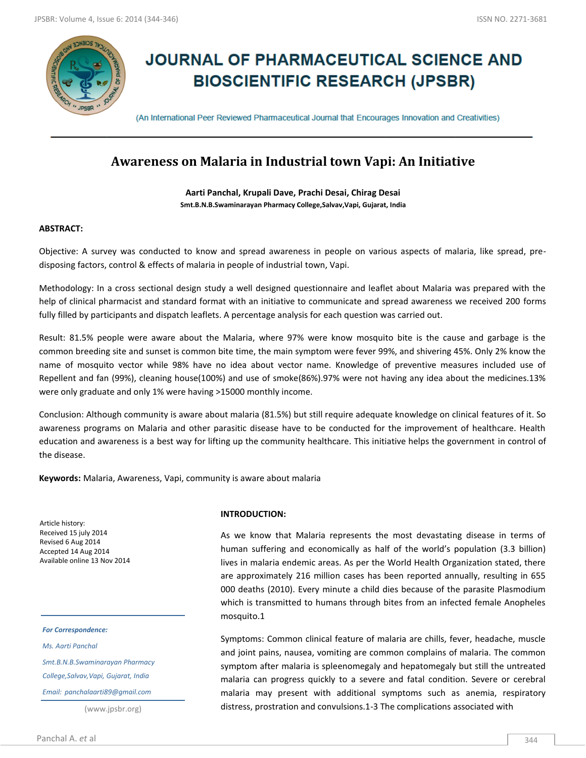# JOURNAL OF PHARMACEUTICAL SCIENCE AND BIOSCIENTIFIC RESEARCH (JPSBR)

(An International Peer Reviewed Pharmaceutical Journal that Encourages Innovation and Creativities)

## Awareness on Malaria in Industrial town Vapi: An Initiative

**Aarti Panchal, Krupali Dave, Prachi Desai, Chirag Desai**

**Smt.B.N.B.Swaminarayan Pharmacy College,Salvav,Vapi, Gujarat, India**

### ABSTRACT:

Objective: A survey was conducted to know and spread awareness in people on various aspects of malaria, like spread, pre-disposing factors, control & effects of malaria in people of industrial town, Vapi.

Methodology: In a cross sectional design study a well designed questionnaire and leaflet about Malaria was prepared with the help of clinical pharmacist and standard format with an initiative to communicate and spread awareness we received 200 forms fully filled by participants and dispatch leaflets. A percentage analysis for each question was carried out.

Result: 81.5% people were aware about the Malaria, where 97% were know mosquito bite is the cause and garbage is the common breeding site and sunset is common bite time, the main symptom were fever 99%, and shivering 45%. Only 2% know the name of mosquito vector while 98% have no idea about vector name. Knowledge of preventive measures included use of Repellent and fan (99%), cleaning house(100%) and use of smoke(86%).97% were not having any idea about the medicines.13% were only graduate and only 1% were having >15000 monthly income.

Conclusion: Although community is aware about malaria (81.5%) but still require adequate knowledge on clinical features of it. So awareness programs on Malaria and other parasitic disease have to be conducted for the improvement of healthcare. Health education and awareness is a best way for lifting up the community healthcare. This initiative helps the government in control of the disease.

**Keywords:** Malaria, Awareness, Vapi, community is aware about malaria

Article history:
Received 15 july 2014
Revised 6 Aug 2014
Accepted 14 Aug 2014
Available online 13 Nov 2014

*For Correspondence:*

*Ms. Aarti Panchal*

*Smt.B.N.B.Swaminarayan Pharmacy College,Salvav,Vapi, Gujarat, India*

*Email: panchalaarti89@gmail.com*

(www.jpsbr.org)

### INTRODUCTION:

As we know that Malaria represents the most devastating disease in terms of human suffering and economically as half of the world's population (3.3 billion) lives in malaria endemic areas. As per the World Health Organization stated, there are approximately 216 million cases has been reported annually, resulting in 655 000 deaths (2010). Every minute a child dies because of the parasite Plasmodium which is transmitted to humans through bites from an infected female Anopheles mosquito.[1]

Symptoms: Common clinical feature of malaria are chills, fever, headache, muscle and joint pains, nausea, vomiting are common complains of malaria. The common symptom after malaria is spleenomegaly and hepatomegaly but still the untreated malaria can progress quickly to a severe and fatal condition. Severe or cerebral malaria may present with additional symptoms such as anemia, respiratory distress, prostration and convulsions.[1-3] The complications associated with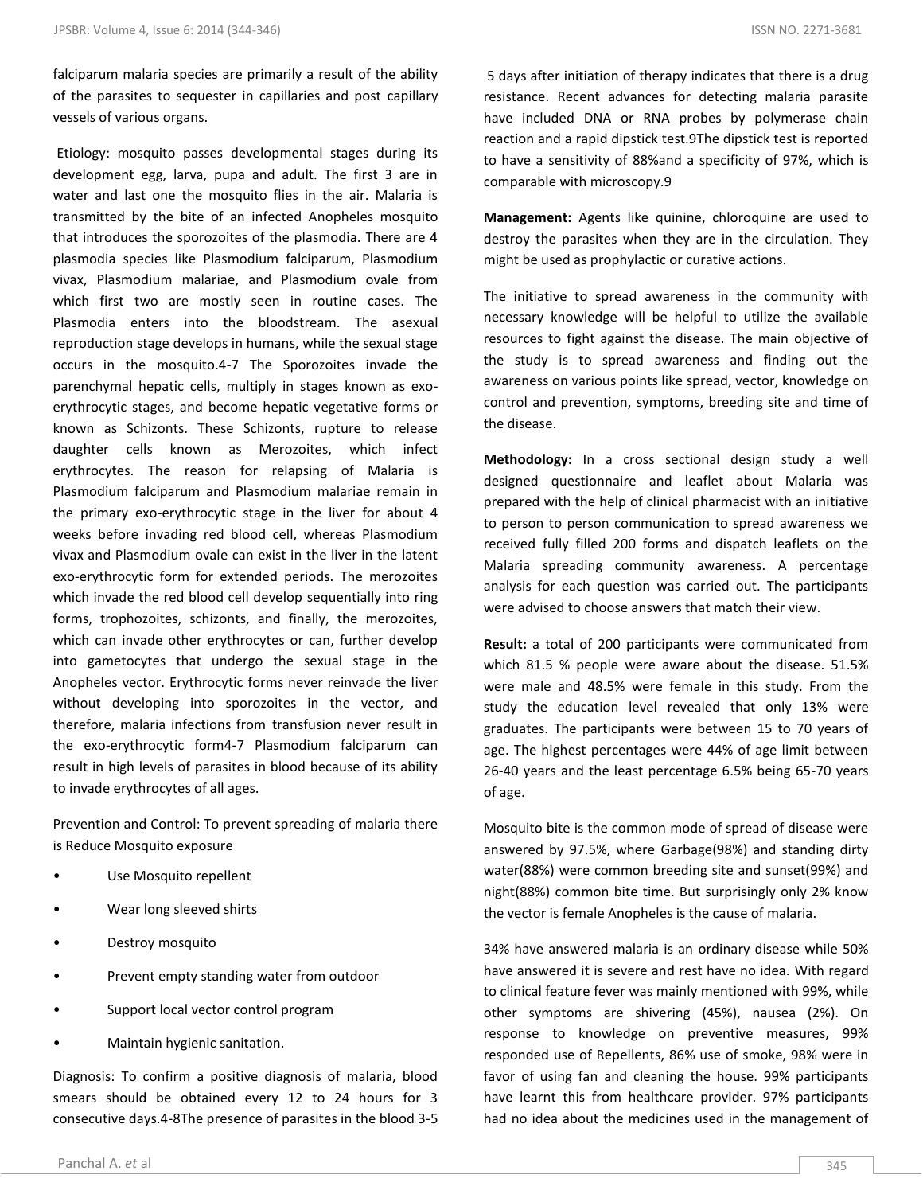falciparum malaria species are primarily a result of the ability of the parasites to sequester in capillaries and post capillary vessels of various organs.

Etiology: mosquito passes developmental stages during its development egg, larva, pupa and adult. The first 3 are in water and last one the mosquito flies in the air. Malaria is transmitted by the bite of an infected Anopheles mosquito that introduces the sporozoites of the plasmodia. There are 4 plasmodia species like Plasmodium falciparum, Plasmodium vivax, Plasmodium malariae, and Plasmodium ovale from which first two are mostly seen in routine cases. The Plasmodia enters into the bloodstream. The asexual reproduction stage develops in humans, while the sexual stage occurs in the mosquito.[4-7] The Sporozoites invade the parenchymal hepatic cells, multiply in stages known as exo-erythrocytic stages, and become hepatic vegetative forms or known as Schizonts. These Schizonts, rupture to release daughter cells known as Merozoites, which infect erythrocytes. The reason for relapsing of Malaria is Plasmodium falciparum and Plasmodium malariae remain in the primary exo-erythrocytic stage in the liver for about 4 weeks before invading red blood cell, whereas Plasmodium vivax and Plasmodium ovale can exist in the liver in the latent exo-erythrocytic form for extended periods. The merozoites which invade the red blood cell develop sequentially into ring forms, trophozoites, schizonts, and finally, the merozoites, which can invade other erythrocytes or can, further develop into gametocytes that undergo the sexual stage in the Anopheles vector. Erythrocytic forms never reinvade the liver without developing into sporozoites in the vector, and therefore, malaria infections from transfusion never result in the exo-erythrocytic form[4-7] Plasmodium falciparum can result in high levels of parasites in blood because of its ability to invade erythrocytes of all ages.

Prevention and Control: To prevent spreading of malaria there is Reduce Mosquito exposure

- Use Mosquito repellent
- Wear long sleeved shirts
- Destroy mosquito
- Prevent empty standing water from outdoor
- Support local vector control program
- Maintain hygienic sanitation.

Diagnosis: To confirm a positive diagnosis of malaria, blood smears should be obtained every 12 to 24 hours for 3 consecutive days.[4-8] The presence of parasites in the blood 3-5 5 days after initiation of therapy indicates that there is a drug resistance. Recent advances for detecting malaria parasite have included DNA or RNA probes by polymerase chain reaction and a rapid dipstick test.[9] The dipstick test is reported to have a sensitivity of 88%and a specificity of 97%, which is comparable with microscopy.[9]

**Management:** Agents like quinine, chloroquine are used to destroy the parasites when they are in the circulation. They might be used as prophylactic or curative actions.

The initiative to spread awareness in the community with necessary knowledge will be helpful to utilize the available resources to fight against the disease. The main objective of the study is to spread awareness and finding out the awareness on various points like spread, vector, knowledge on control and prevention, symptoms, breeding site and time of the disease.

**Methodology:** In a cross sectional design study a well designed questionnaire and leaflet about Malaria was prepared with the help of clinical pharmacist with an initiative to person to person communication to spread awareness we received fully filled 200 forms and dispatch leaflets on the Malaria spreading community awareness. A percentage analysis for each question was carried out. The participants were advised to choose answers that match their view.

**Result:** a total of 200 participants were communicated from which 81.5 % people were aware about the disease. 51.5% were male and 48.5% were female in this study. From the study the education level revealed that only 13% were graduates. The participants were between 15 to 70 years of age. The highest percentages were 44% of age limit between 26-40 years and the least percentage 6.5% being 65-70 years of age.

Mosquito bite is the common mode of spread of disease were answered by 97.5%, where Garbage(98%) and standing dirty water(88%) were common breeding site and sunset(99%) and night(88%) common bite time. But surprisingly only 2% know the vector is female Anopheles is the cause of malaria.

34% have answered malaria is an ordinary disease while 50% have answered it is severe and rest have no idea. With regard to clinical feature fever was mainly mentioned with 99%, while other symptoms are shivering (45%), nausea (2%). On response to knowledge on preventive measures, 99% responded use of Repellents, 86% use of smoke, 98% were in favor of using fan and cleaning the house. 99% participants have learnt this from healthcare provider. 97% participants had no idea about the medicines used in the management of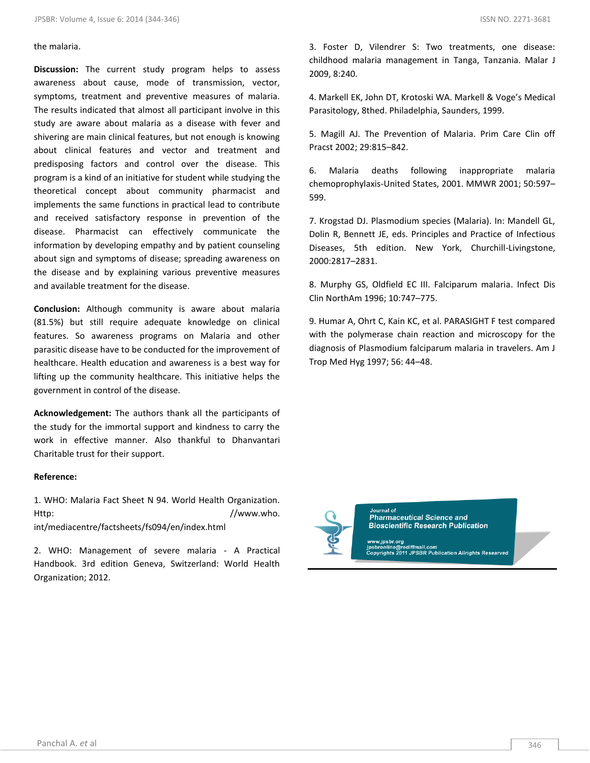the malaria.

**Discussion:** The current study program helps to assess awareness about cause, mode of transmission, vector, symptoms, treatment and preventive measures of malaria. The results indicated that almost all participant involve in this study are aware about malaria as a disease with fever and shivering are main clinical features, but not enough is knowing about clinical features and vector and treatment and predisposing factors and control over the disease. This program is a kind of an initiative for student while studying the theoretical concept about community pharmacist and implements the same functions in practical lead to contribute and received satisfactory response in prevention of the disease. Pharmacist can effectively communicate the information by developing empathy and by patient counseling about sign and symptoms of disease; spreading awareness on the disease and by explaining various preventive measures and available treatment for the disease.

**Conclusion:** Although community is aware about malaria (81.5%) but still require adequate knowledge on clinical features. So awareness programs on Malaria and other parasitic disease have to be conducted for the improvement of healthcare. Health education and awareness is a best way for lifting up the community healthcare. This initiative helps the government in control of the disease.

**Acknowledgement:** The authors thank all the participants of the study for the immortal support and kindness to carry the work in effective manner. Also thankful to Dhanvantari Charitable trust for their support.

**Reference:**

1. WHO: Malaria Fact Sheet N 94. World Health Organization. Http: //www.who. int/mediacentre/factsheets/fs094/en/index.html

2. WHO: Management of severe malaria - A Practical Handbook. 3rd edition Geneva, Switzerland: World Health Organization; 2012.

3. Foster D, Vilendrer S: Two treatments, one disease: childhood malaria management in Tanga, Tanzania. Malar J 2009, 8:240.

4. Markell EK, John DT, Krotoski WA. Markell & Voge's Medical Parasitology, 8thed. Philadelphia, Saunders, 1999.

5. Magill AJ. The Prevention of Malaria. Prim Care Clin off Pracst 2002; 29:815–842.

6. Malaria deaths following inappropriate malaria chemoprophylaxis-United States, 2001. MMWR 2001; 50:597–599.

7. Krogstad DJ. Plasmodium species (Malaria). In: Mandell GL, Dolin R, Bennett JE, eds. Principles and Practice of Infectious Diseases, 5th edition. New York, Churchill-Livingstone, 2000:2817–2831.

8. Murphy GS, Oldfield EC III. Falciparum malaria. Infect Dis Clin NorthAm 1996; 10:747–775.

9. Humar A, Ohrt C, Kain KC, et al. PARASIGHT F test compared with the polymerase chain reaction and microscopy for the diagnosis of Plasmodium falciparum malaria in travelers. Am J Trop Med Hyg 1997; 56: 44–48.